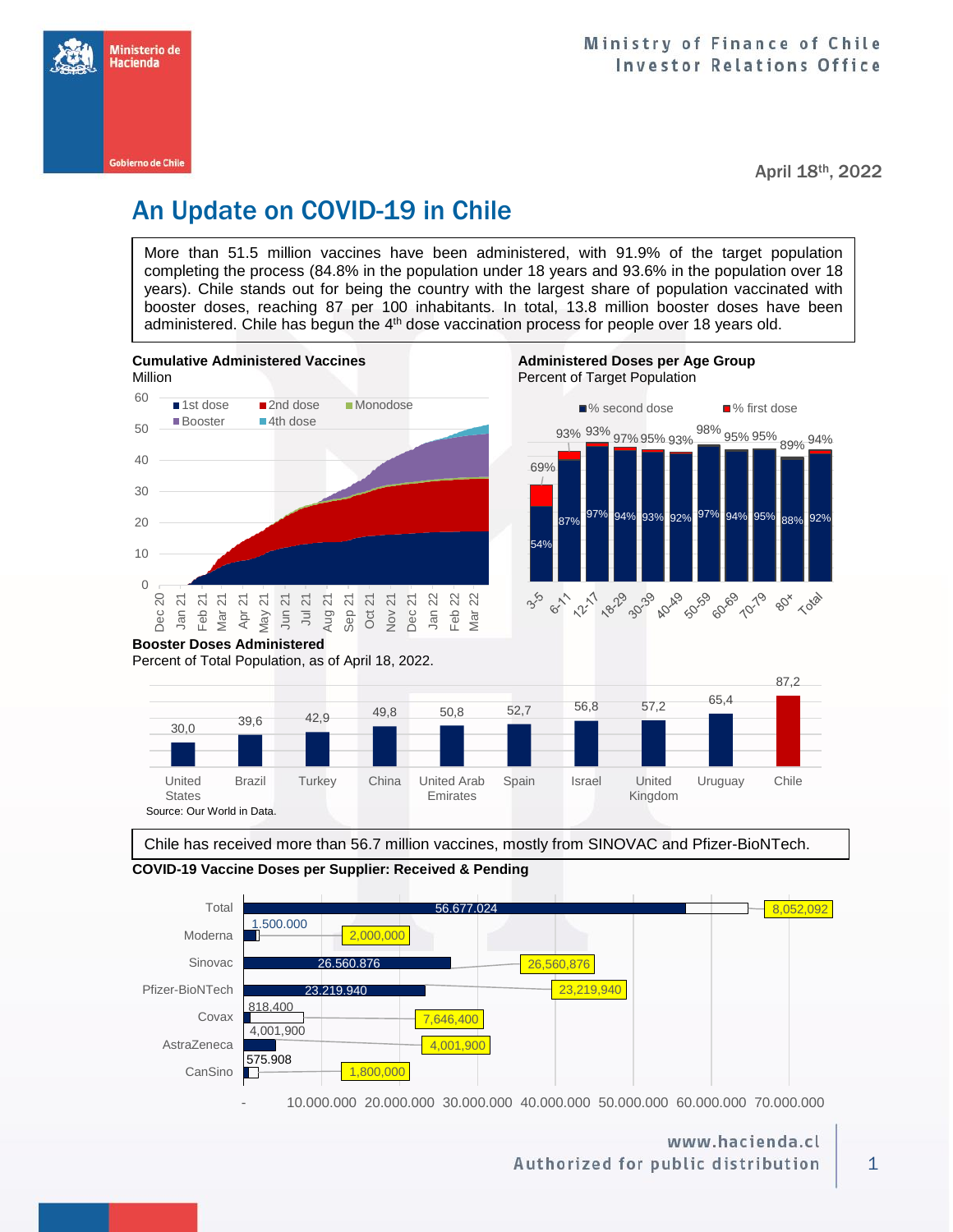Ministry of Finance of Chile
Investor Relations Office

April 18th, 2022

# An Update on COVID-19 in Chile

More than 51.5 million vaccines have been administered, with 91.9% of the target population completing the process (84.8% in the population under 18 years and 93.6% in the population over 18 years). Chile stands out for being the country with the largest share of population vaccinated with booster doses, reaching 87 per 100 inhabitants. In total, 13.8 million booster doses have been administered. Chile has begun the 4th dose vaccination process for people over 18 years old.

**Cumulative Administered Vaccines**
Million

Legend: 1st dose, 2nd dose, Monodose, Booster, 4th dose

**Administered Doses per Age Group**
Percent of Target Population

| Age group | % first dose | % second dose |
|---|---|---|
| 3-5 | 69% | 54% |
| 6-11 | 93% | 87% |
| 12-17 | 93% | 97% |
| 18-29 | 97% | 94% |
| 30-39 | 95% | 93% |
| 40-49 | 93% | 92% |
| 50-59 | 98% | 97% |
| 60-69 | 95% | 94% |
| 70-79 | 95% | 95% |
| 80+ | 89% | 88% |
| Total | 94% | 92% |

**Booster Doses Administered**
Percent of Total Population, as of April 18, 2022.

| Country | Booster doses |
|---|---|
| United States | 30,0 |
| Brazil | 39,6 |
| Turkey | 42,9 |
| China | 49,8 |
| United Arab Emirates | 50,8 |
| Spain | 52,7 |
| Israel | 56,8 |
| United Kingdom | 57,2 |
| Uruguay | 65,4 |
| Chile | 87,2 |

Source: Our World in Data.

Chile has received more than 56.7 million vaccines, mostly from SINOVAC and Pfizer-BioNTech.

**COVID-19 Vaccine Doses per Supplier: Received & Pending**

| Supplier | Received | Total (Received & Pending) |
|---|---|---|
| Total | 56.677.024 | 8,052,092 |
| Moderna | 1.500.000 | 2,000,000 |
| Sinovac | 26.560.876 | 26,560,876 |
| Pfizer-BioNTech | 23.219.940 | 23,219,940 |
| Covax | 818,400 | 7,646,400 |
| AstraZeneca | 4,001,900 | 4,001,900 |
| CanSino | 575.908 | 1,800,000 |

www.hacienda.cl
Authorized for public distribution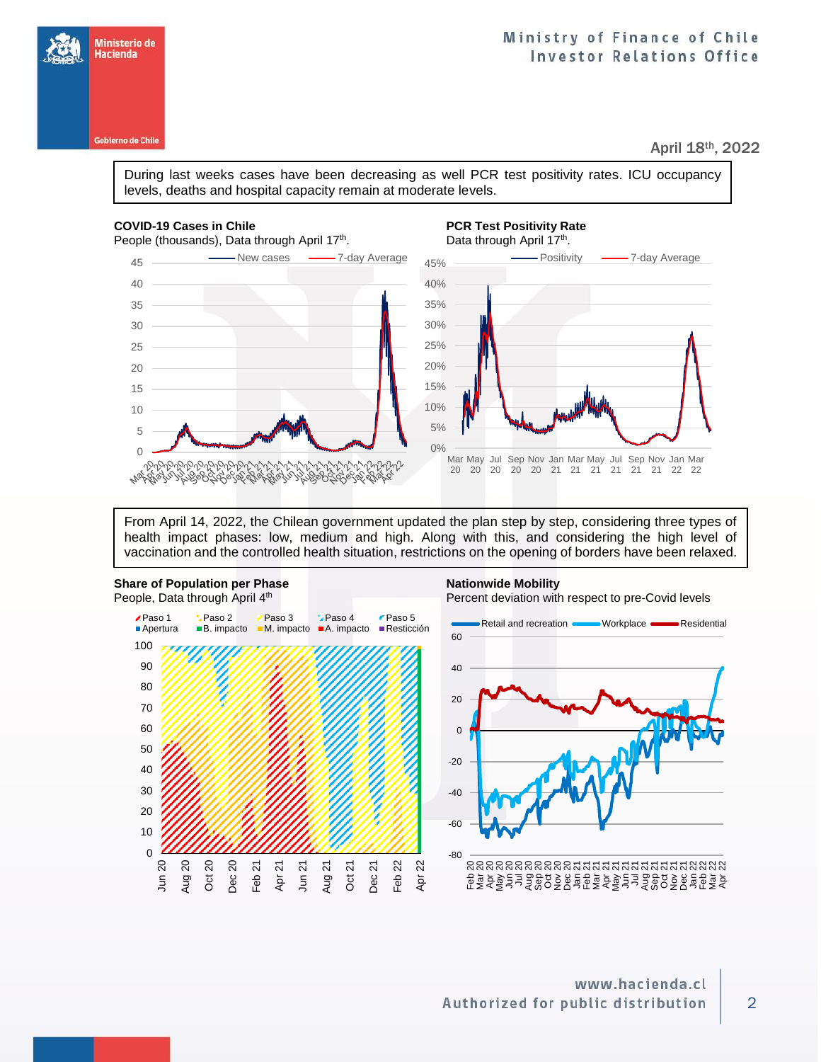April 18th, 2022

During last weeks cases have been decreasing as well PCR test positivity rates. ICU occupancy levels, deaths and hospital capacity remain at moderate levels.

**COVID-19 Cases in Chile**
People (thousands), Data through April 17th.

**PCR Test Positivity Rate**
Data through April 17th.

From April 14, 2022, the Chilean government updated the plan step by step, considering three types of health impact phases: low, medium and high. Along with this, and considering the high level of vaccination and the controlled health situation, restrictions on the opening of borders have been relaxed.

**Share of Population per Phase**
People, Data through April 4th

**Nationwide Mobility**
Percent deviation with respect to pre-Covid levels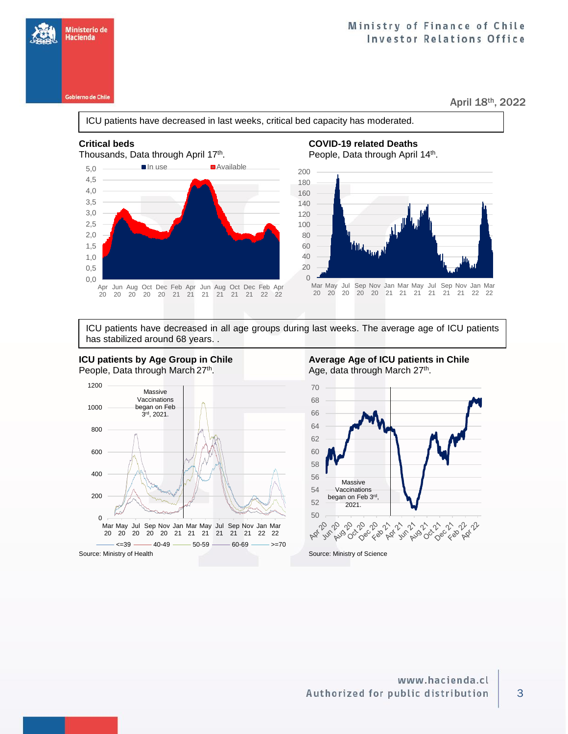April 18th, 2022

ICU patients have decreased in last weeks, critical bed capacity has moderated.

**Critical beds**

Thousands, Data through April 17th.

In use
Available

5,0
4,5
4,0
3,5
3,0
2,5
2,0
1,5
1,0
0,5
0,0

Apr 20 Jun 20 Aug 20 Oct 20 Dec 20 Feb 21 Apr 21 Jun 21 Aug 21 Oct 21 Dec 21 Feb 22 Apr 22

**COVID-19 related Deaths**

People, Data through April 14th.

200
180
160
140
120
100
80
60
40
20
0

Mar 20 May 20 Jul 20 Sep 20 Nov 20 Jan 21 Mar 21 May 21 Jul 21 Sep 21 Nov 21 Jan 22 Mar 22

ICU patients have decreased in all age groups during last weeks. The average age of ICU patients has stabilized around 68 years. .

**ICU patients by Age Group in Chile**

People, Data through March 27th.

1200
1000
800
600
400
200
0

Massive Vaccinations began on Feb 3rd, 2021.

Mar 20 May 20 Jul 20 Sep 20 Nov 20 Jan 21 Mar 21 May 21 Jul 21 Sep 21 Nov 21 Jan 22 Mar 22

<=39
40-49
50-59
60-69
>=70

Source: Ministry of Health

**Average Age of ICU patients in Chile**

Age, data through March 27th.

70
68
66
64
62
60
58
56
54
52
50

Massive Vaccinations began on Feb 3rd, 2021.

Apr 20 Jun 20 Aug 20 Oct 20 Dec 20 Feb 21 Apr 21 Jun 21 Aug 21 Oct 21 Dec 21 Feb 22 Apr 22

Source: Ministry of Science

www.hacienda.cl
Authorized for public distribution